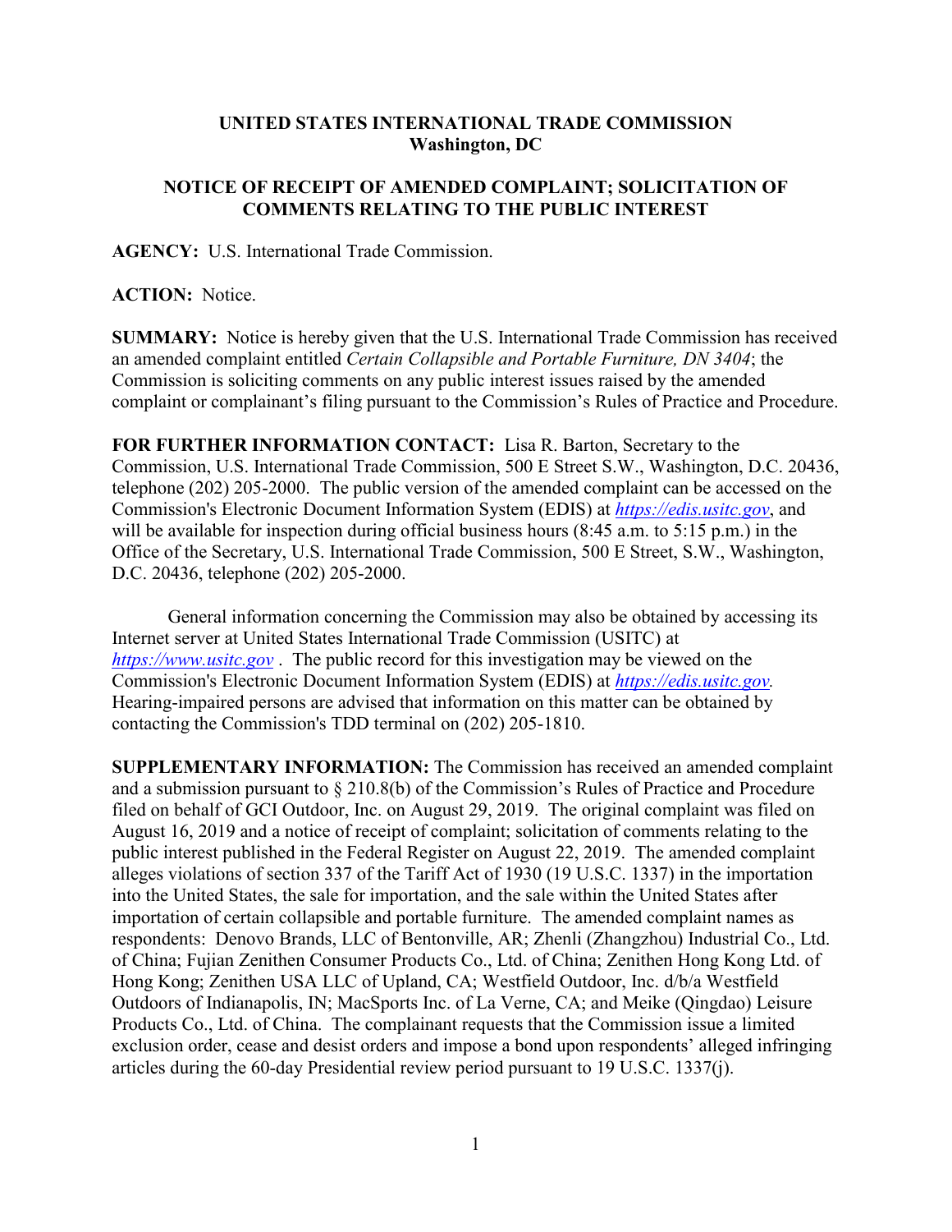**UNITED STATES INTERNATIONAL TRADE COMMISSION**
**Washington, DC**

**NOTICE OF RECEIPT OF AMENDED COMPLAINT; SOLICITATION OF COMMENTS RELATING TO THE PUBLIC INTEREST**

**AGENCY:** U.S. International Trade Commission.

**ACTION:** Notice.

**SUMMARY:** Notice is hereby given that the U.S. International Trade Commission has received an amended complaint entitled *Certain Collapsible and Portable Furniture, DN 3404*; the Commission is soliciting comments on any public interest issues raised by the amended complaint or complainant's filing pursuant to the Commission's Rules of Practice and Procedure.

**FOR FURTHER INFORMATION CONTACT:** Lisa R. Barton, Secretary to the Commission, U.S. International Trade Commission, 500 E Street S.W., Washington, D.C. 20436, telephone (202) 205-2000. The public version of the amended complaint can be accessed on the Commission's Electronic Document Information System (EDIS) at *https://edis.usitc.gov*, and will be available for inspection during official business hours (8:45 a.m. to 5:15 p.m.) in the Office of the Secretary, U.S. International Trade Commission, 500 E Street, S.W., Washington, D.C. 20436, telephone (202) 205-2000.

General information concerning the Commission may also be obtained by accessing its Internet server at United States International Trade Commission (USITC) at *https://www.usitc.gov* . The public record for this investigation may be viewed on the Commission's Electronic Document Information System (EDIS) at *https://edis.usitc.gov.* Hearing-impaired persons are advised that information on this matter can be obtained by contacting the Commission's TDD terminal on (202) 205-1810.

**SUPPLEMENTARY INFORMATION:** The Commission has received an amended complaint and a submission pursuant to § 210.8(b) of the Commission's Rules of Practice and Procedure filed on behalf of GCI Outdoor, Inc. on August 29, 2019. The original complaint was filed on August 16, 2019 and a notice of receipt of complaint; solicitation of comments relating to the public interest published in the Federal Register on August 22, 2019. The amended complaint alleges violations of section 337 of the Tariff Act of 1930 (19 U.S.C. 1337) in the importation into the United States, the sale for importation, and the sale within the United States after importation of certain collapsible and portable furniture. The amended complaint names as respondents: Denovo Brands, LLC of Bentonville, AR; Zhenli (Zhangzhou) Industrial Co., Ltd. of China; Fujian Zenithen Consumer Products Co., Ltd. of China; Zenithen Hong Kong Ltd. of Hong Kong; Zenithen USA LLC of Upland, CA; Westfield Outdoor, Inc. d/b/a Westfield Outdoors of Indianapolis, IN; MacSports Inc. of La Verne, CA; and Meike (Qingdao) Leisure Products Co., Ltd. of China. The complainant requests that the Commission issue a limited exclusion order, cease and desist orders and impose a bond upon respondents' alleged infringing articles during the 60-day Presidential review period pursuant to 19 U.S.C. 1337(j).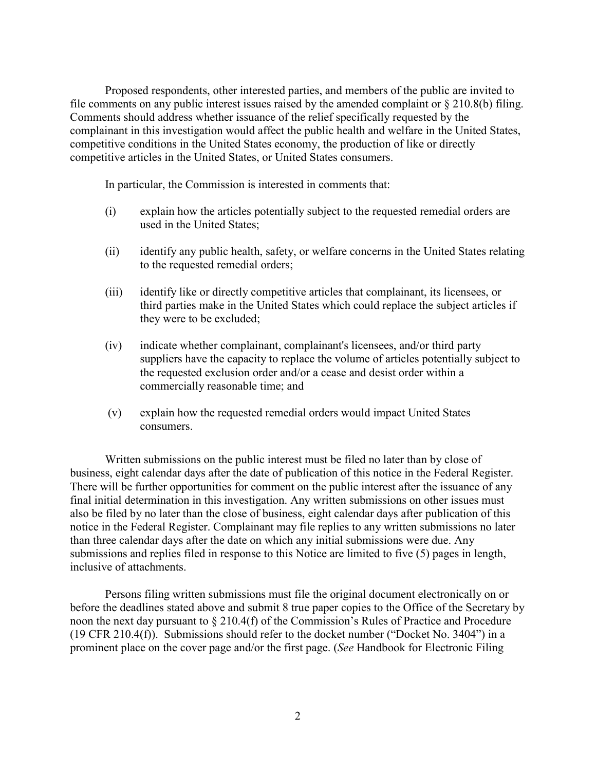Proposed respondents, other interested parties, and members of the public are invited to file comments on any public interest issues raised by the amended complaint or § 210.8(b) filing. Comments should address whether issuance of the relief specifically requested by the complainant in this investigation would affect the public health and welfare in the United States, competitive conditions in the United States economy, the production of like or directly competitive articles in the United States, or United States consumers.

In particular, the Commission is interested in comments that:

(i) explain how the articles potentially subject to the requested remedial orders are used in the United States;

(ii) identify any public health, safety, or welfare concerns in the United States relating to the requested remedial orders;

(iii) identify like or directly competitive articles that complainant, its licensees, or third parties make in the United States which could replace the subject articles if they were to be excluded;

(iv) indicate whether complainant, complainant's licensees, and/or third party suppliers have the capacity to replace the volume of articles potentially subject to the requested exclusion order and/or a cease and desist order within a commercially reasonable time; and

(v) explain how the requested remedial orders would impact United States consumers.

Written submissions on the public interest must be filed no later than by close of business, eight calendar days after the date of publication of this notice in the Federal Register. There will be further opportunities for comment on the public interest after the issuance of any final initial determination in this investigation. Any written submissions on other issues must also be filed by no later than the close of business, eight calendar days after publication of this notice in the Federal Register. Complainant may file replies to any written submissions no later than three calendar days after the date on which any initial submissions were due. Any submissions and replies filed in response to this Notice are limited to five (5) pages in length, inclusive of attachments.

Persons filing written submissions must file the original document electronically on or before the deadlines stated above and submit 8 true paper copies to the Office of the Secretary by noon the next day pursuant to § 210.4(f) of the Commission's Rules of Practice and Procedure (19 CFR 210.4(f)). Submissions should refer to the docket number ("Docket No. 3404") in a prominent place on the cover page and/or the first page. (*See* Handbook for Electronic Filing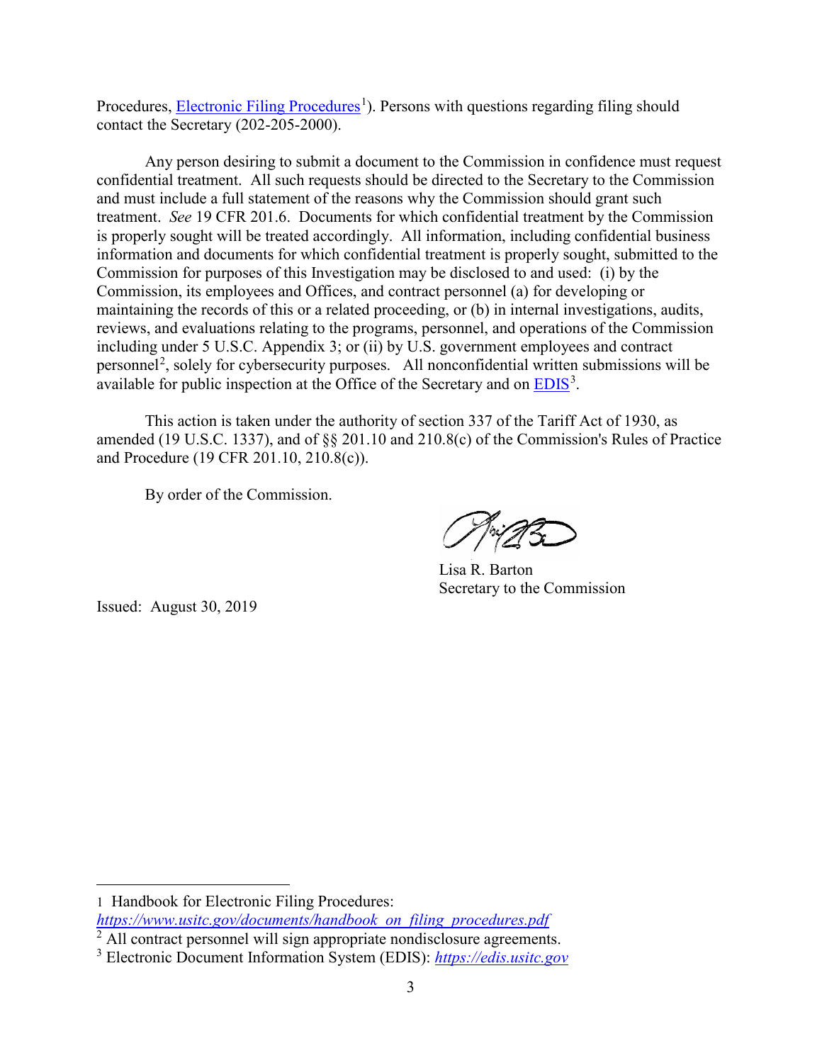Procedures, [Electronic Filing Procedures](https://www.usitc.gov/documents/handbook_on_filing_procedures.pdf)[1]). Persons with questions regarding filing should contact the Secretary (202-205-2000).

Any person desiring to submit a document to the Commission in confidence must request confidential treatment. All such requests should be directed to the Secretary to the Commission and must include a full statement of the reasons why the Commission should grant such treatment. *See* 19 CFR 201.6. Documents for which confidential treatment by the Commission is properly sought will be treated accordingly. All information, including confidential business information and documents for which confidential treatment is properly sought, submitted to the Commission for purposes of this Investigation may be disclosed to and used: (i) by the Commission, its employees and Offices, and contract personnel (a) for developing or maintaining the records of this or a related proceeding, or (b) in internal investigations, audits, reviews, and evaluations relating to the programs, personnel, and operations of the Commission including under 5 U.S.C. Appendix 3; or (ii) by U.S. government employees and contract personnel[2], solely for cybersecurity purposes. All nonconfidential written submissions will be available for public inspection at the Office of the Secretary and on [EDIS](https://edis.usitc.gov)[3].

This action is taken under the authority of section 337 of the Tariff Act of 1930, as amended (19 U.S.C. 1337), and of §§ 201.10 and 210.8(c) of the Commission's Rules of Practice and Procedure (19 CFR 201.10, 210.8(c)).

By order of the Commission.

Lisa R. Barton
Secretary to the Commission

Issued: August 30, 2019

---

1 Handbook for Electronic Filing Procedures: *https://www.usitc.gov/documents/handbook_on_filing_procedures.pdf*

2 All contract personnel will sign appropriate nondisclosure agreements.

3 Electronic Document Information System (EDIS): *https://edis.usitc.gov*